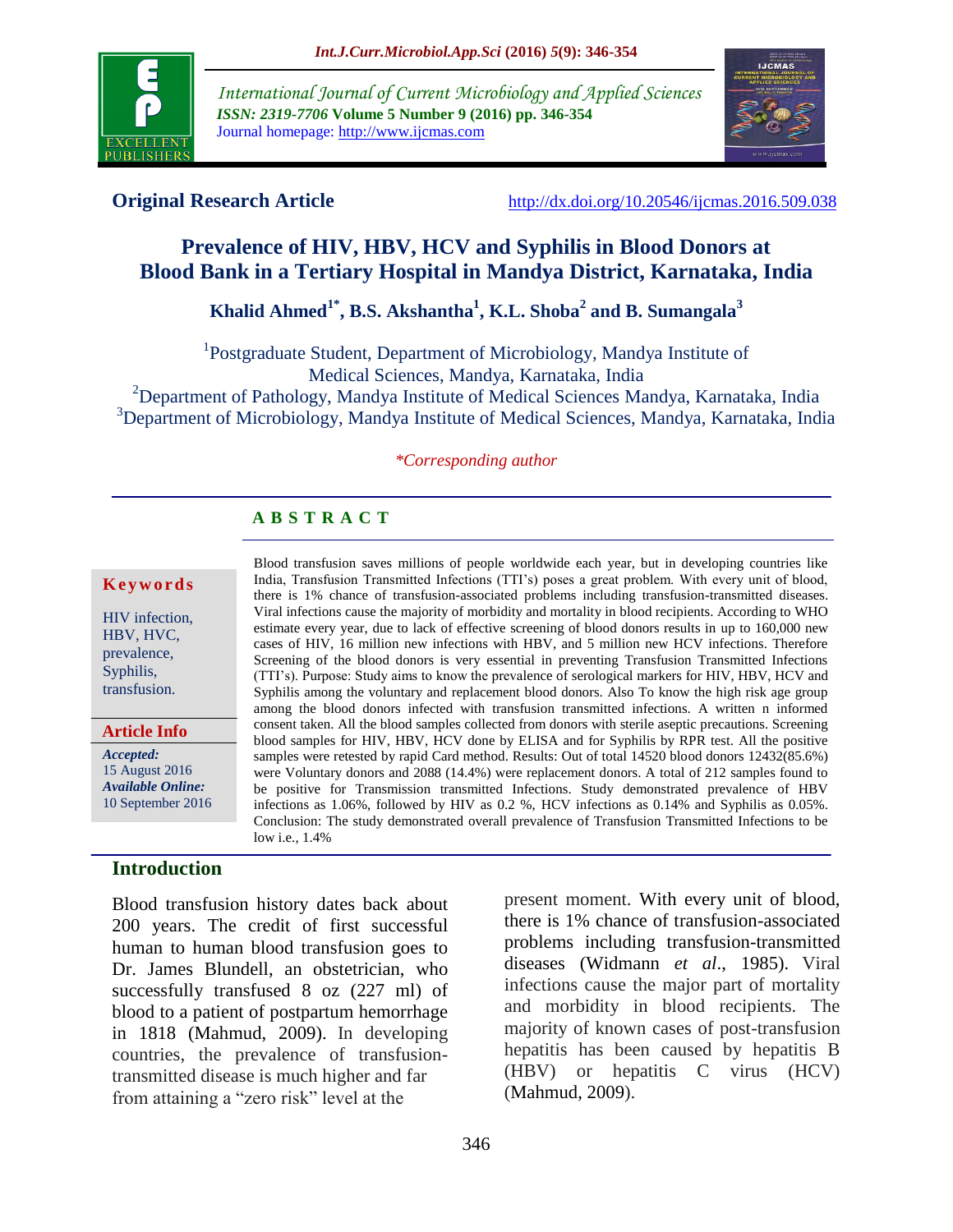International Journal of Current Microbiology and Applied Sciences
*ISSN: 2319-7706* **Volume 5 Number 9 (2016) pp. 346-354**
Journal homepage: http://www.ijcmas.com

**Original Research Article** http://dx.doi.org/10.20546/ijcmas.2016.509.038

# Prevalence of HIV, HBV, HCV and Syphilis in Blood Donors at Blood Bank in a Tertiary Hospital in Mandya District, Karnataka, India

**Khalid Ahmed[1*], B.S. Akshantha[1], K.L. Shoba[2] and B. Sumangala[3]**

[1]Postgraduate Student, Department of Microbiology, Mandya Institute of Medical Sciences, Mandya, Karnataka, India
[2]Department of Pathology, Mandya Institute of Medical Sciences Mandya, Karnataka, India
[3]Department of Microbiology, Mandya Institute of Medical Sciences, Mandya, Karnataka, India

*\*Corresponding author*

## ABSTRACT

**Keywords**

HIV infection, HBV, HVC, prevalence, Syphilis, transfusion.

**Article Info**

***Accepted:*** 15 August 2016
***Available Online:*** 10 September 2016

Blood transfusion saves millions of people worldwide each year, but in developing countries like India, Transfusion Transmitted Infections (TTI's) poses a great problem. With every unit of blood, there is 1% chance of transfusion-associated problems including transfusion-transmitted diseases. Viral infections cause the majority of morbidity and mortality in blood recipients. According to WHO estimate every year, due to lack of effective screening of blood donors results in up to 160,000 new cases of HIV, 16 million new infections with HBV, and 5 million new HCV infections. Therefore Screening of the blood donors is very essential in preventing Transfusion Transmitted Infections (TTI's). Purpose: Study aims to know the prevalence of serological markers for HIV, HBV, HCV and Syphilis among the voluntary and replacement blood donors. Also To know the high risk age group among the blood donors infected with transfusion transmitted infections. A written n informed consent taken. All the blood samples collected from donors with sterile aseptic precautions. Screening blood samples for HIV, HBV, HCV done by ELISA and for Syphilis by RPR test. All the positive samples were retested by rapid Card method. Results: Out of total 14520 blood donors 12432(85.6%) were Voluntary donors and 2088 (14.4%) were replacement donors. A total of 212 samples found to be positive for Transmission transmitted Infections. Study demonstrated prevalence of HBV infections as 1.06%, followed by HIV as 0.2 %, HCV infections as 0.14% and Syphilis as 0.05%. Conclusion: The study demonstrated overall prevalence of Transfusion Transmitted Infections to be low i.e., 1.4%

## Introduction

Blood transfusion history dates back about 200 years. The credit of first successful human to human blood transfusion goes to Dr. James Blundell, an obstetrician, who successfully transfused 8 oz (227 ml) of blood to a patient of postpartum hemorrhage in 1818 (Mahmud, 2009). In developing countries, the prevalence of transfusion-transmitted disease is much higher and far from attaining a "zero risk" level at the present moment. With every unit of blood, there is 1% chance of transfusion-associated problems including transfusion-transmitted diseases (Widmann *et al*., 1985). Viral infections cause the major part of mortality and morbidity in blood recipients. The majority of known cases of post-transfusion hepatitis has been caused by hepatitis B (HBV) or hepatitis C virus (HCV) (Mahmud, 2009).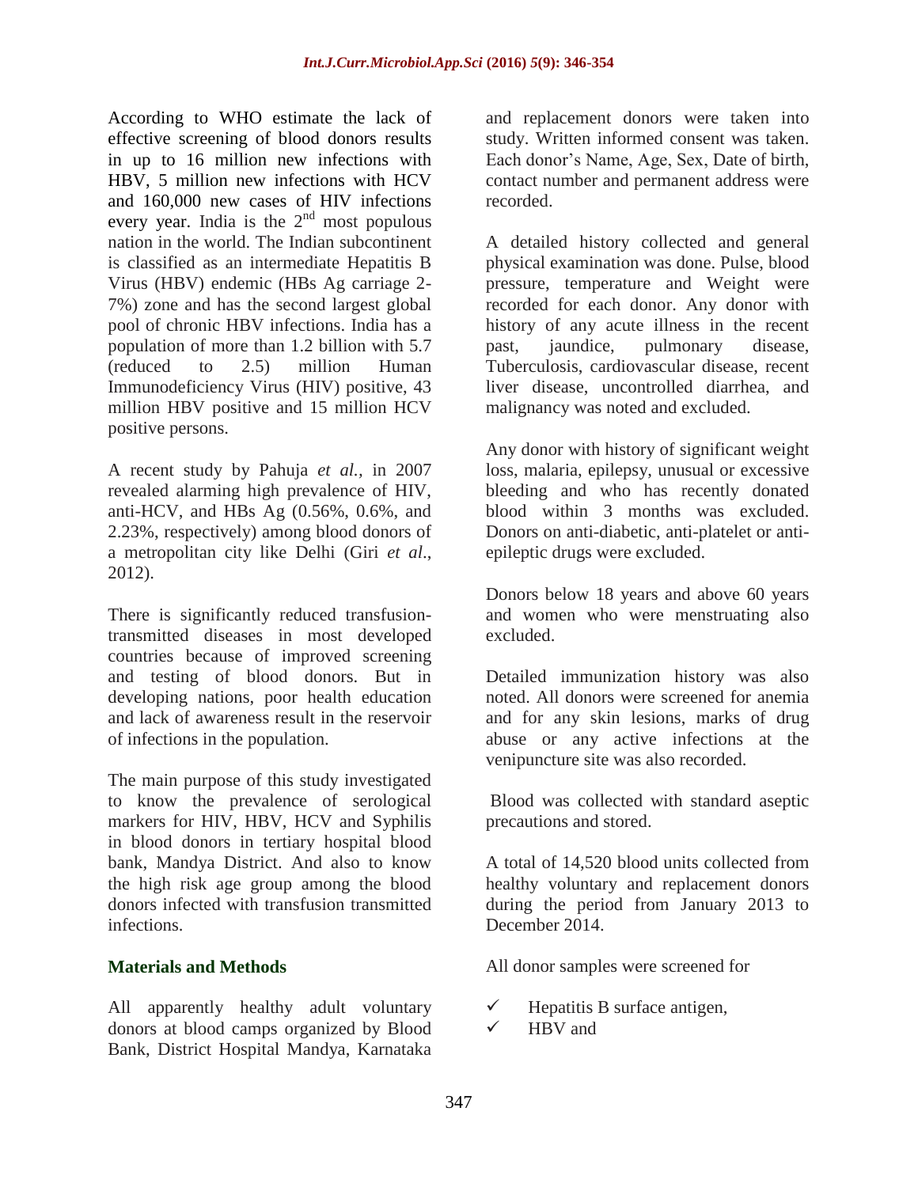According to WHO estimate the lack of effective screening of blood donors results in up to 16 million new infections with HBV, 5 million new infections with HCV and 160,000 new cases of HIV infections every year. India is the 2nd most populous nation in the world. The Indian subcontinent is classified as an intermediate Hepatitis B Virus (HBV) endemic (HBs Ag carriage 2-7%) zone and has the second largest global pool of chronic HBV infections. India has a population of more than 1.2 billion with 5.7 (reduced to 2.5) million Human Immunodeficiency Virus (HIV) positive, 43 million HBV positive and 15 million HCV positive persons.

A recent study by Pahuja *et al.,* in 2007 revealed alarming high prevalence of HIV, anti-HCV, and HBs Ag (0.56%, 0.6%, and 2.23%, respectively) among blood donors of a metropolitan city like Delhi (Giri *et al*., 2012).

There is significantly reduced transfusion-transmitted diseases in most developed countries because of improved screening and testing of blood donors. But in developing nations, poor health education and lack of awareness result in the reservoir of infections in the population.

The main purpose of this study investigated to know the prevalence of serological markers for HIV, HBV, HCV and Syphilis in blood donors in tertiary hospital blood bank, Mandya District. And also to know the high risk age group among the blood donors infected with transfusion transmitted infections.

## Materials and Methods

All apparently healthy adult voluntary donors at blood camps organized by Blood Bank, District Hospital Mandya, Karnataka and replacement donors were taken into study. Written informed consent was taken. Each donor's Name, Age, Sex, Date of birth, contact number and permanent address were recorded.

A detailed history collected and general physical examination was done. Pulse, blood pressure, temperature and Weight were recorded for each donor. Any donor with history of any acute illness in the recent past, jaundice, pulmonary disease, Tuberculosis, cardiovascular disease, recent liver disease, uncontrolled diarrhea, and malignancy was noted and excluded.

Any donor with history of significant weight loss, malaria, epilepsy, unusual or excessive bleeding and who has recently donated blood within 3 months was excluded. Donors on anti-diabetic, anti-platelet or anti-epileptic drugs were excluded.

Donors below 18 years and above 60 years and women who were menstruating also excluded.

Detailed immunization history was also noted. All donors were screened for anemia and for any skin lesions, marks of drug abuse or any active infections at the venipuncture site was also recorded.

Blood was collected with standard aseptic precautions and stored.

A total of 14,520 blood units collected from healthy voluntary and replacement donors during the period from January 2013 to December 2014.

All donor samples were screened for

- ✓ Hepatitis B surface antigen,
- ✓ HBV and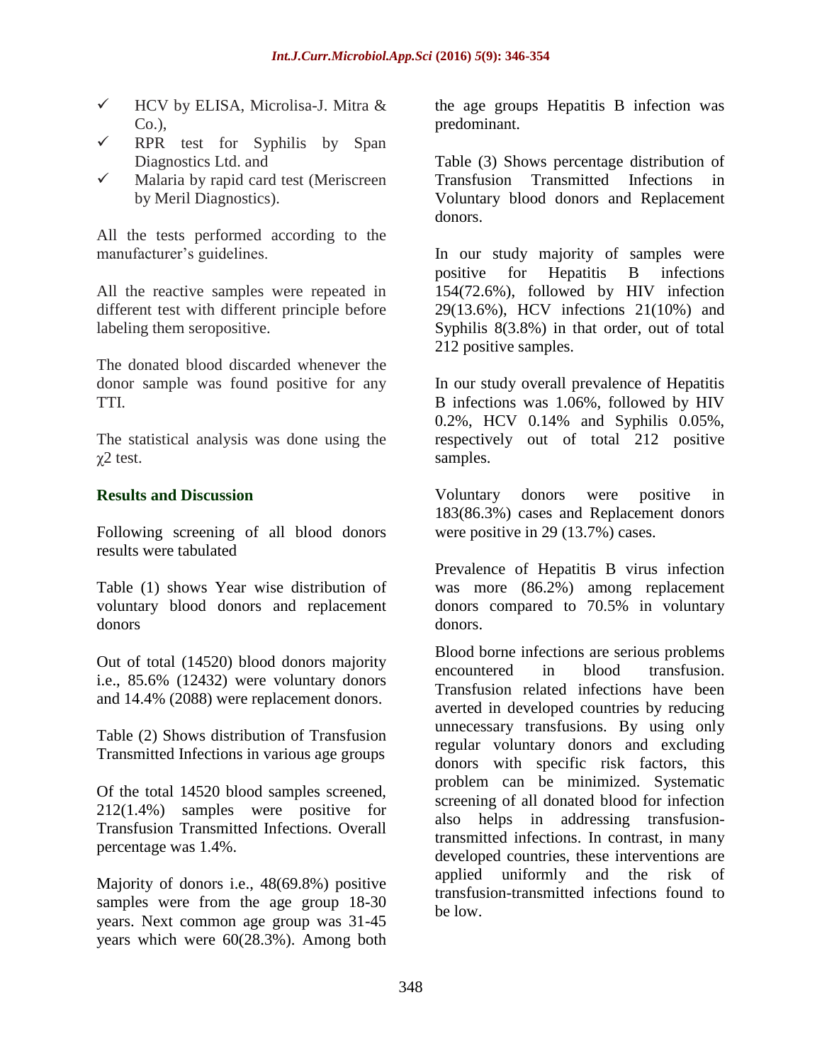- ✓ HCV by ELISA, Microlisa-J. Mitra & Co.),
- ✓ RPR test for Syphilis by Span Diagnostics Ltd. and
- ✓ Malaria by rapid card test (Meriscreen by Meril Diagnostics).

All the tests performed according to the manufacturer's guidelines.

All the reactive samples were repeated in different test with different principle before labeling them seropositive.

The donated blood discarded whenever the donor sample was found positive for any TTI.

The statistical analysis was done using the $\chi 2$ test.

## Results and Discussion

Following screening of all blood donors results were tabulated

Table (1) shows Year wise distribution of voluntary blood donors and replacement donors

Out of total (14520) blood donors majority i.e., 85.6% (12432) were voluntary donors and 14.4% (2088) were replacement donors.

Table (2) Shows distribution of Transfusion Transmitted Infections in various age groups

Of the total 14520 blood samples screened, 212(1.4%) samples were positive for Transfusion Transmitted Infections. Overall percentage was 1.4%.

Majority of donors i.e., 48(69.8%) positive samples were from the age group 18-30 years. Next common age group was 31-45 years which were 60(28.3%). Among both the age groups Hepatitis B infection was predominant.

Table (3) Shows percentage distribution of Transfusion Transmitted Infections in Voluntary blood donors and Replacement donors.

In our study majority of samples were positive for Hepatitis B infections 154(72.6%), followed by HIV infection 29(13.6%), HCV infections 21(10%) and Syphilis 8(3.8%) in that order, out of total 212 positive samples.

In our study overall prevalence of Hepatitis B infections was 1.06%, followed by HIV 0.2%, HCV 0.14% and Syphilis 0.05%, respectively out of total 212 positive samples.

Voluntary donors were positive in 183(86.3%) cases and Replacement donors were positive in 29 (13.7%) cases.

Prevalence of Hepatitis B virus infection was more (86.2%) among replacement donors compared to 70.5% in voluntary donors.

Blood borne infections are serious problems encountered in blood transfusion. Transfusion related infections have been averted in developed countries by reducing unnecessary transfusions. By using only regular voluntary donors and excluding donors with specific risk factors, this problem can be minimized. Systematic screening of all donated blood for infection also helps in addressing transfusion-transmitted infections. In contrast, in many developed countries, these interventions are applied uniformly and the risk of transfusion-transmitted infections found to be low.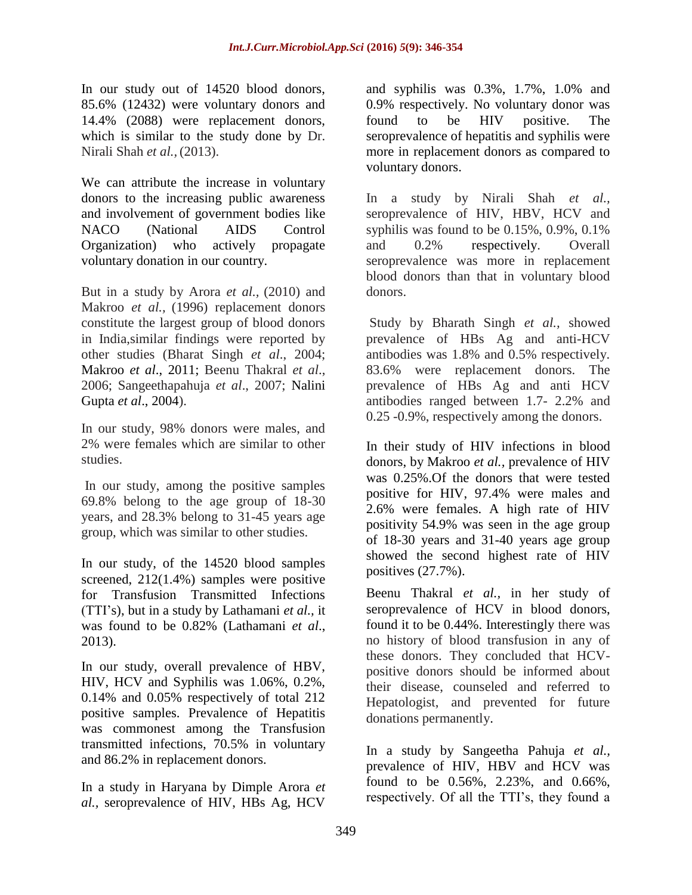In our study out of 14520 blood donors, 85.6% (12432) were voluntary donors and 14.4% (2088) were replacement donors, which is similar to the study done by Dr. Nirali Shah *et al.,* (2013).

We can attribute the increase in voluntary donors to the increasing public awareness and involvement of government bodies like NACO (National AIDS Control Organization) who actively propagate voluntary donation in our country.

But in a study by Arora *et al.,* (2010) and Makroo *et al.,* (1996) replacement donors constitute the largest group of blood donors in India,similar findings were reported by other studies (Bharat Singh *et al*., 2004; Makroo *et al*., 2011; Beenu Thakral *et al*., 2006; Sangeethapahuja *et al*., 2007; Nalini Gupta *et al*., 2004).

In our study, 98% donors were males, and 2% were females which are similar to other studies.

In our study, among the positive samples 69.8% belong to the age group of 18-30 years, and 28.3% belong to 31-45 years age group, which was similar to other studies.

In our study, of the 14520 blood samples screened, 212(1.4%) samples were positive for Transfusion Transmitted Infections (TTI's), but in a study by Lathamani *et al.,* it was found to be 0.82% (Lathamani *et al*., 2013).

In our study, overall prevalence of HBV, HIV, HCV and Syphilis was 1.06%, 0.2%, 0.14% and 0.05% respectively of total 212 positive samples. Prevalence of Hepatitis was commonest among the Transfusion transmitted infections, 70.5% in voluntary and 86.2% in replacement donors.

In a study in Haryana by Dimple Arora *et al.,* seroprevalence of HIV, HBs Ag, HCV and syphilis was 0.3%, 1.7%, 1.0% and 0.9% respectively. No voluntary donor was found to be HIV positive. The seroprevalence of hepatitis and syphilis were more in replacement donors as compared to voluntary donors.

In a study by Nirali Shah *et al.,* seroprevalence of HIV, HBV, HCV and syphilis was found to be 0.15%, 0.9%, 0.1% and 0.2% respectively. Overall seroprevalence was more in replacement blood donors than that in voluntary blood donors.

Study by Bharath Singh *et al.,* showed prevalence of HBs Ag and anti-HCV antibodies was 1.8% and 0.5% respectively. 83.6% were replacement donors. The prevalence of HBs Ag and anti HCV antibodies ranged between 1.7- 2.2% and 0.25 -0.9%, respectively among the donors.

In their study of HIV infections in blood donors, by Makroo *et al.,* prevalence of HIV was 0.25%.Of the donors that were tested positive for HIV, 97.4% were males and 2.6% were females. A high rate of HIV positivity 54.9% was seen in the age group of 18-30 years and 31-40 years age group showed the second highest rate of HIV positives (27.7%).

Beenu Thakral *et al.,* in her study of seroprevalence of HCV in blood donors, found it to be 0.44%. Interestingly there was no history of blood transfusion in any of these donors. They concluded that HCV-positive donors should be informed about their disease, counseled and referred to Hepatologist, and prevented for future donations permanently.

In a study by Sangeetha Pahuja *et al.,* prevalence of HIV, HBV and HCV was found to be 0.56%, 2.23%, and 0.66%, respectively. Of all the TTI's, they found a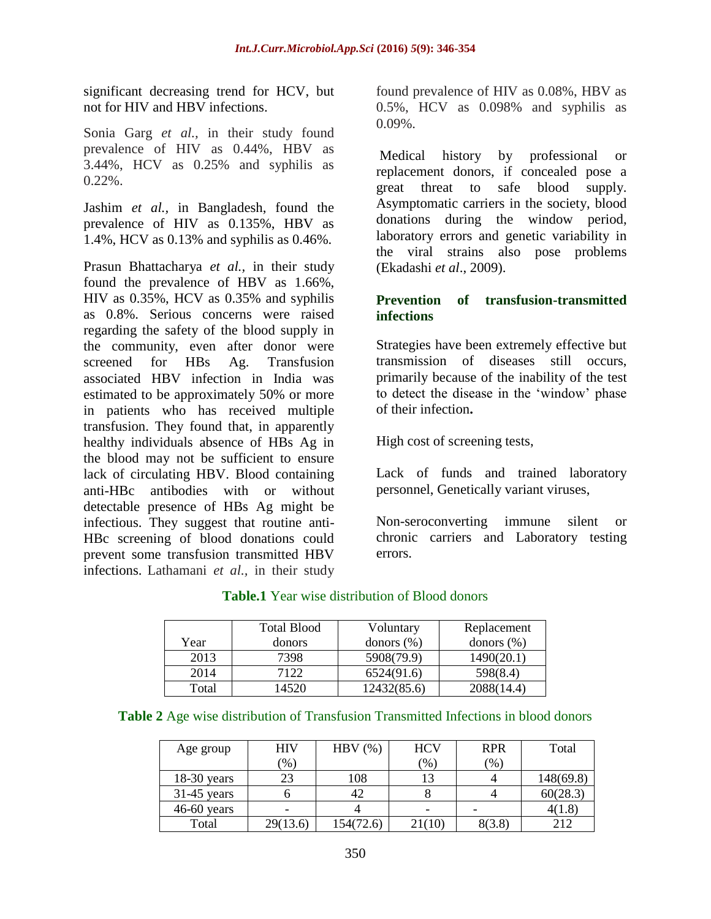significant decreasing trend for HCV, but not for HIV and HBV infections.

Sonia Garg *et al.,* in their study found prevalence of HIV as 0.44%, HBV as 3.44%, HCV as 0.25% and syphilis as 0.22%.

Jashim *et al.,* in Bangladesh, found the prevalence of HIV as 0.135%, HBV as 1.4%, HCV as 0.13% and syphilis as 0.46%.

Prasun Bhattacharya *et al.,* in their study found the prevalence of HBV as 1.66%, HIV as 0.35%, HCV as 0.35% and syphilis as 0.8%. Serious concerns were raised regarding the safety of the blood supply in the community, even after donor were screened for HBs Ag. Transfusion associated HBV infection in India was estimated to be approximately 50% or more in patients who has received multiple transfusion. They found that, in apparently healthy individuals absence of HBs Ag in the blood may not be sufficient to ensure lack of circulating HBV. Blood containing anti-HBc antibodies with or without detectable presence of HBs Ag might be infectious. They suggest that routine anti-HBc screening of blood donations could prevent some transfusion transmitted HBV infections. Lathamani *et al.,* in their study found prevalence of HIV as 0.08%, HBV as 0.5%, HCV as 0.098% and syphilis as 0.09%.

Medical history by professional or replacement donors, if concealed pose a great threat to safe blood supply. Asymptomatic carriers in the society, blood donations during the window period, laboratory errors and genetic variability in the viral strains also pose problems (Ekadashi *et al*., 2009).

### Prevention of transfusion-transmitted infections

Strategies have been extremely effective but transmission of diseases still occurs, primarily because of the inability of the test to detect the disease in the 'window' phase of their infection**.**

High cost of screening tests,

Lack of funds and trained laboratory personnel, Genetically variant viruses,

Non-seroconverting immune silent or chronic carriers and Laboratory testing errors.

**Table.1** Year wise distribution of Blood donors

| Year | Total Blood donors | Voluntary donors (%) | Replacement donors (%) |
|---|---|---|---|
| 2013 | 7398 | 5908(79.9) | 1490(20.1) |
| 2014 | 7122 | 6524(91.6) | 598(8.4) |
| Total | 14520 | 12432(85.6) | 2088(14.4) |

**Table 2** Age wise distribution of Transfusion Transmitted Infections in blood donors

| Age group | HIV (%) | HBV (%) | HCV (%) | RPR (%) | Total |
|---|---|---|---|---|---|
| 18-30 years | 23 | 108 | 13 | 4 | 148(69.8) |
| 31-45 years | 6 | 42 | 8 | 4 | 60(28.3) |
| 46-60 years | - | 4 | - | - | 4(1.8) |
| Total | 29(13.6) | 154(72.6) | 21(10) | 8(3.8) | 212 |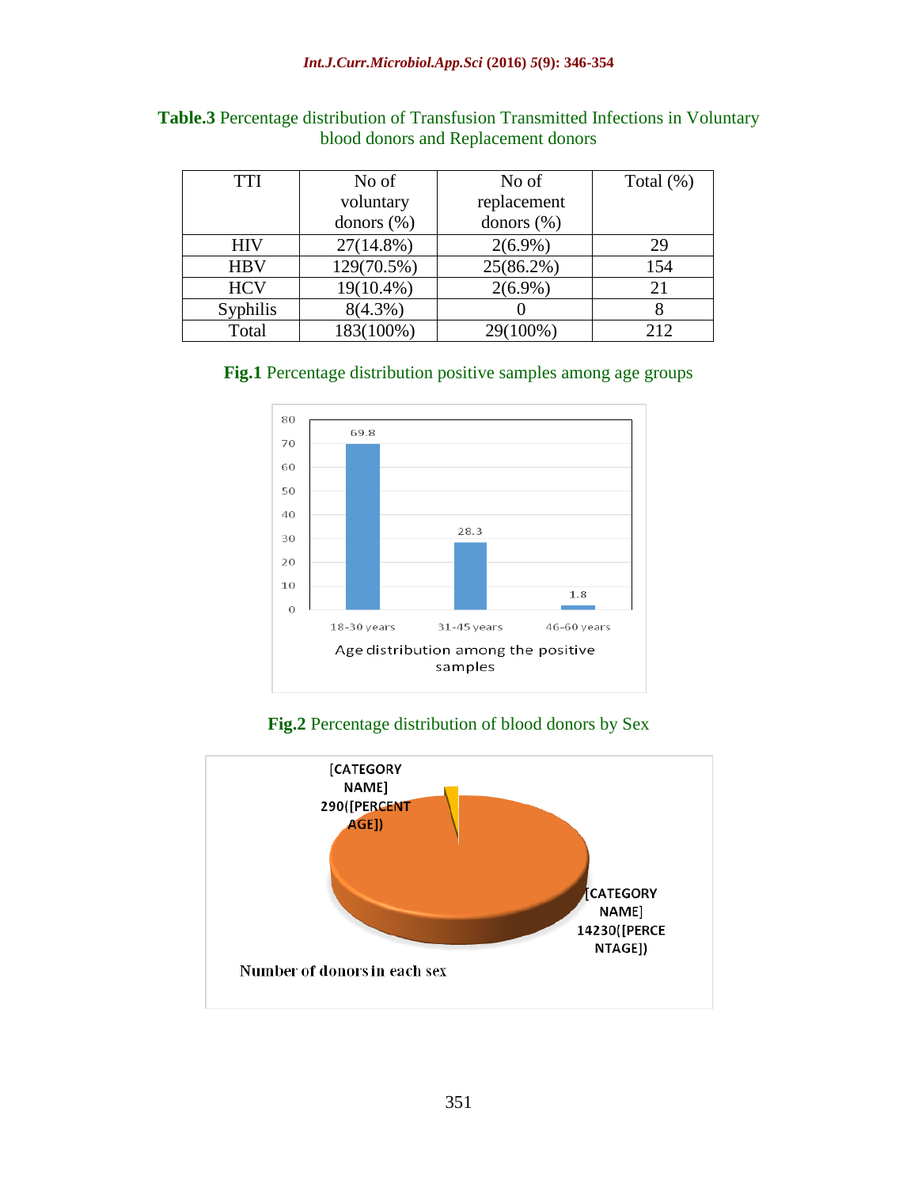**Table.3** Percentage distribution of Transfusion Transmitted Infections in Voluntary blood donors and Replacement donors

| TTI | No of voluntary donors (%) | No of replacement donors (%) | Total (%) |
|---|---|---|---|
| HIV | 27(14.8%) | 2(6.9%) | 29 |
| HBV | 129(70.5%) | 25(86.2%) | 154 |
| HCV | 19(10.4%) | 2(6.9%) | 21 |
| Syphilis | 8(4.3%) | 0 | 8 |
| Total | 183(100%) | 29(100%) | 212 |

**Fig.1** Percentage distribution positive samples among age groups

**Fig.2** Percentage distribution of blood donors by Sex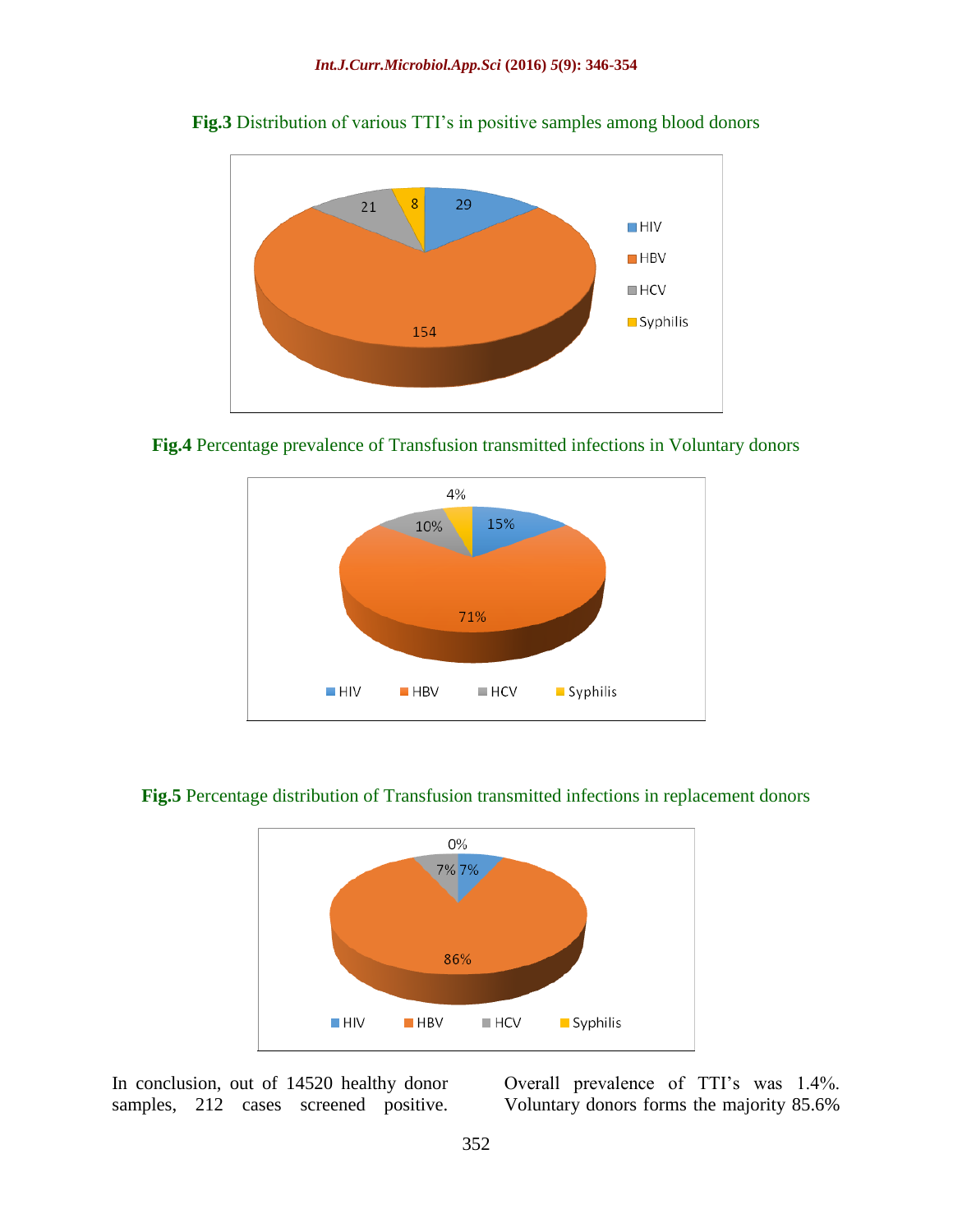**Fig.3** Distribution of various TTI's in positive samples among blood donors

**Fig.4** Percentage prevalence of Transfusion transmitted infections in Voluntary donors

**Fig.5** Percentage distribution of Transfusion transmitted infections in replacement donors

In conclusion, out of 14520 healthy donor samples, 212 cases screened positive. Overall prevalence of TTI's was 1.4%. Voluntary donors forms the majority 85.6%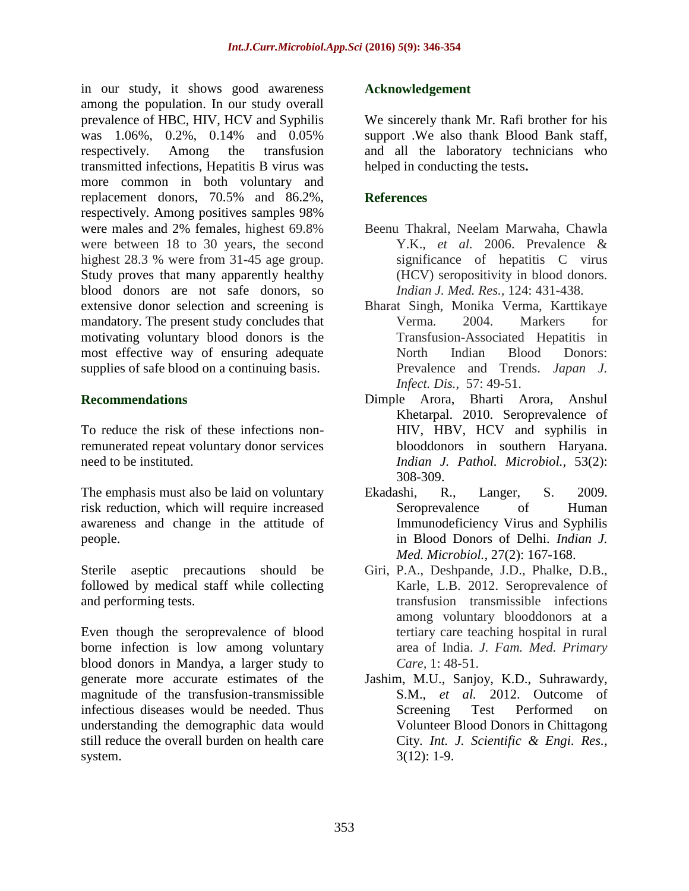in our study, it shows good awareness among the population. In our study overall prevalence of HBC, HIV, HCV and Syphilis was 1.06%, 0.2%, 0.14% and 0.05% respectively. Among the transfusion transmitted infections, Hepatitis B virus was more common in both voluntary and replacement donors, 70.5% and 86.2%, respectively. Among positives samples 98% were males and 2% females, highest 69.8% were between 18 to 30 years, the second highest 28.3 % were from 31-45 age group. Study proves that many apparently healthy blood donors are not safe donors, so extensive donor selection and screening is mandatory. The present study concludes that motivating voluntary blood donors is the most effective way of ensuring adequate supplies of safe blood on a continuing basis.

## Recommendations

To reduce the risk of these infections non-remunerated repeat voluntary donor services need to be instituted.

The emphasis must also be laid on voluntary risk reduction, which will require increased awareness and change in the attitude of people.

Sterile aseptic precautions should be followed by medical staff while collecting and performing tests.

Even though the seroprevalence of blood borne infection is low among voluntary blood donors in Mandya, a larger study to generate more accurate estimates of the magnitude of the transfusion-transmissible infectious diseases would be needed. Thus understanding the demographic data would still reduce the overall burden on health care system.

## Acknowledgement

We sincerely thank Mr. Rafi brother for his support .We also thank Blood Bank staff, and all the laboratory technicians who helped in conducting the tests**.**

## References

Beenu Thakral, Neelam Marwaha, Chawla Y.K., *et al.* 2006. Prevalence & significance of hepatitis C virus (HCV) seropositivity in blood donors. *Indian J. Med. Res.,* 124: 431-438.

Bharat Singh, Monika Verma, Karttikaye Verma. 2004. Markers for Transfusion-Associated Hepatitis in North Indian Blood Donors: Prevalence and Trends. *Japan J. Infect. Dis.,* 57: 49-51.

Dimple Arora, Bharti Arora, Anshul Khetarpal. 2010. Seroprevalence of HIV, HBV, HCV and syphilis in blooddonors in southern Haryana. *Indian J. Pathol. Microbiol.,* 53(2): 308-309.

Ekadashi, R., Langer, S. 2009. Seroprevalence of Human Immunodeficiency Virus and Syphilis in Blood Donors of Delhi. *Indian J. Med. Microbiol.,* 27(2): 167-168.

Giri, P.A., Deshpande, J.D., Phalke, D.B., Karle, L.B. 2012. Seroprevalence of transfusion transmissible infections among voluntary blooddonors at a tertiary care teaching hospital in rural area of India. *J. Fam. Med. Primary Care,* 1: 48-51.

Jashim, M.U., Sanjoy, K.D., Suhrawardy, S.M., *et al.* 2012. Outcome of Screening Test Performed on Volunteer Blood Donors in Chittagong City. *Int. J. Scientific & Engi. Res.,* 3(12): 1-9.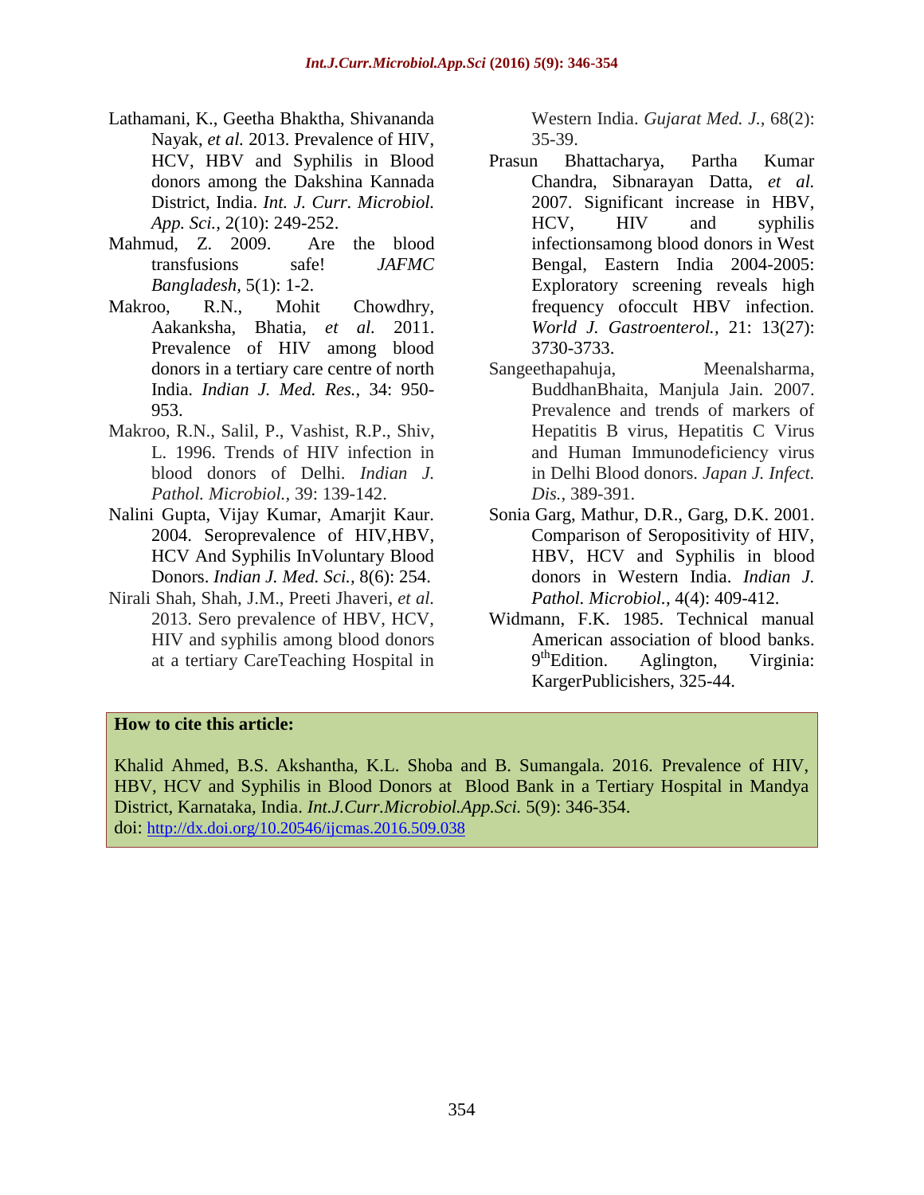Lathamani, K., Geetha Bhaktha, Shivananda Nayak, *et al.* 2013. Prevalence of HIV, HCV, HBV and Syphilis in Blood donors among the Dakshina Kannada District, India. *Int. J. Curr. Microbiol. App. Sci.,* 2(10): 249-252.

Mahmud, Z. 2009. Are the blood transfusions safe! *JAFMC Bangladesh,* 5(1): 1-2.

Makroo, R.N., Mohit Chowdhry, Aakanksha, Bhatia, *et al.* 2011. Prevalence of HIV among blood donors in a tertiary care centre of north India. *Indian J. Med. Res.,* 34: 950-953.

Makroo, R.N., Salil, P., Vashist, R.P., Shiv, L. 1996. Trends of HIV infection in blood donors of Delhi. *Indian J. Pathol. Microbiol.,* 39: 139-142.

Nalini Gupta, Vijay Kumar, Amarjit Kaur. 2004. Seroprevalence of HIV,HBV, HCV And Syphilis InVoluntary Blood Donors. *Indian J. Med. Sci.,* 8(6): 254.

Nirali Shah, Shah, J.M., Preeti Jhaveri, *et al*. 2013. Sero prevalence of HBV, HCV, HIV and syphilis among blood donors at a tertiary CareTeaching Hospital in Western India. *Gujarat Med. J.,* 68(2): 35-39.

Prasun Bhattacharya, Partha Kumar Chandra, Sibnarayan Datta, *et al.* 2007. Significant increase in HBV, HCV, HIV and syphilis infectionsamong blood donors in West Bengal, Eastern India 2004-2005: Exploratory screening reveals high frequency ofoccult HBV infection. *World J. Gastroenterol.,* 21: 13(27): 3730-3733.

Sangeethapahuja, Meenalsharma, BuddhanBhaita, Manjula Jain. 2007. Prevalence and trends of markers of Hepatitis B virus, Hepatitis C Virus and Human Immunodeficiency virus in Delhi Blood donors. *Japan J. Infect. Dis.,* 389-391.

Sonia Garg, Mathur, D.R., Garg, D.K. 2001. Comparison of Seropositivity of HIV, HBV, HCV and Syphilis in blood donors in Western India. *Indian J. Pathol. Microbiol.,* 4(4): 409-412.

Widmann, F.K. 1985. Technical manual American association of blood banks. 9th Edition. Aglington, Virginia: KargerPublicishers, 325-44.

**How to cite this article:**

Khalid Ahmed, B.S. Akshantha, K.L. Shoba and B. Sumangala. 2016. Prevalence of HIV, HBV, HCV and Syphilis in Blood Donors at Blood Bank in a Tertiary Hospital in Mandya District, Karnataka, India. *Int.J.Curr.Microbiol.App.Sci.* 5(9): 346-354.
doi: http://dx.doi.org/10.20546/ijcmas.2016.509.038